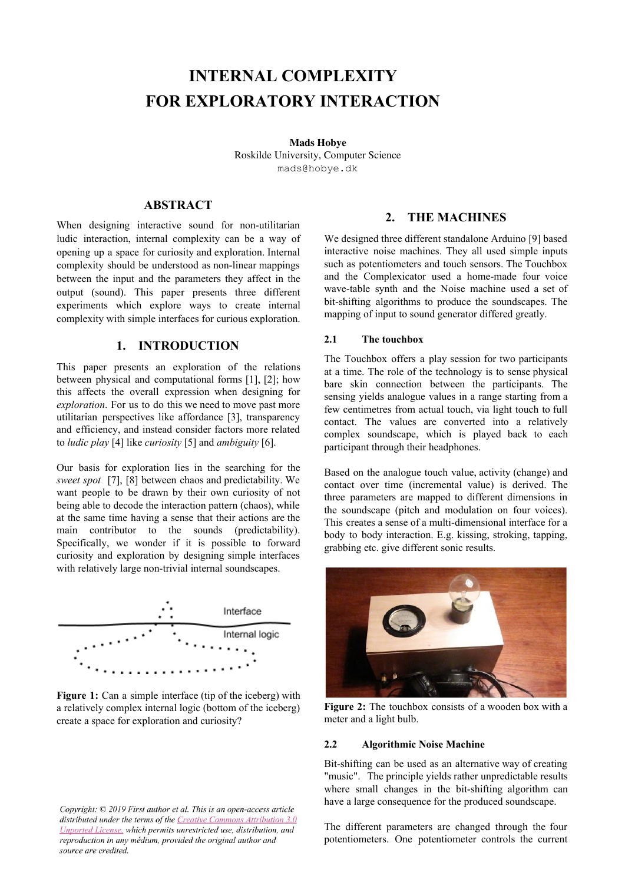# INTERNAL COMPLEXITY FOR EXPLORATORY INTERACTION

**Mads Hobye**
Roskilde University, Computer Science
mads@hobye.dk

## ABSTRACT

When designing interactive sound for non-utilitarian ludic interaction, internal complexity can be a way of opening up a space for curiosity and exploration. Internal complexity should be understood as non-linear mappings between the input and the parameters they affect in the output (sound). This paper presents three different experiments which explore ways to create internal complexity with simple interfaces for curious exploration.

## 1. INTRODUCTION

This paper presents an exploration of the relations between physical and computational forms [1], [2]; how this affects the overall expression when designing for *exploration*. For us to do this we need to move past more utilitarian perspectives like affordance [3], transparency and efficiency, and instead consider factors more related to *ludic play* [4] like *curiosity* [5] and *ambiguity* [6].

Our basis for exploration lies in the searching for the *sweet spot* [7], [8] between chaos and predictability. We want people to be drawn by their own curiosity of not being able to decode the interaction pattern (chaos), while at the same time having a sense that their actions are the main contributor to the sounds (predictability). Specifically, we wonder if it is possible to forward curiosity and exploration by designing simple interfaces with relatively large non-trivial internal soundscapes.

**Figure 1:** Can a simple interface (tip of the iceberg) with a relatively complex internal logic (bottom of the iceberg) create a space for exploration and curiosity?

*Copyright: © 2019 First author et al. This is an open-access article distributed under the terms of the Creative Commons Attribution 3.0 Unported License, which permits unrestricted use, distribution, and reproduction in any medium, provided the original author and source are credited.*

## 2. THE MACHINES

We designed three different standalone Arduino [9] based interactive noise machines. They all used simple inputs such as potentiometers and touch sensors. The Touchbox and the Complexicator used a home-made four voice wave-table synth and the Noise machine used a set of bit-shifting algorithms to produce the soundscapes. The mapping of input to sound generator differed greatly.

### 2.1 The touchbox

The Touchbox offers a play session for two participants at a time. The role of the technology is to sense physical bare skin connection between the participants. The sensing yields analogue values in a range starting from a few centimetres from actual touch, via light touch to full contact. The values are converted into a relatively complex soundscape, which is played back to each participant through their headphones.

Based on the analogue touch value, activity (change) and contact over time (incremental value) is derived. The three parameters are mapped to different dimensions in the soundscape (pitch and modulation on four voices). This creates a sense of a multi-dimensional interface for a body to body interaction. E.g. kissing, stroking, tapping, grabbing etc. give different sonic results.

**Figure 2:** The touchbox consists of a wooden box with a meter and a light bulb.

### 2.2 Algorithmic Noise Machine

Bit-shifting can be used as an alternative way of creating "music". The principle yields rather unpredictable results where small changes in the bit-shifting algorithm can have a large consequence for the produced soundscape.

The different parameters are changed through the four potentiometers. One potentiometer controls the current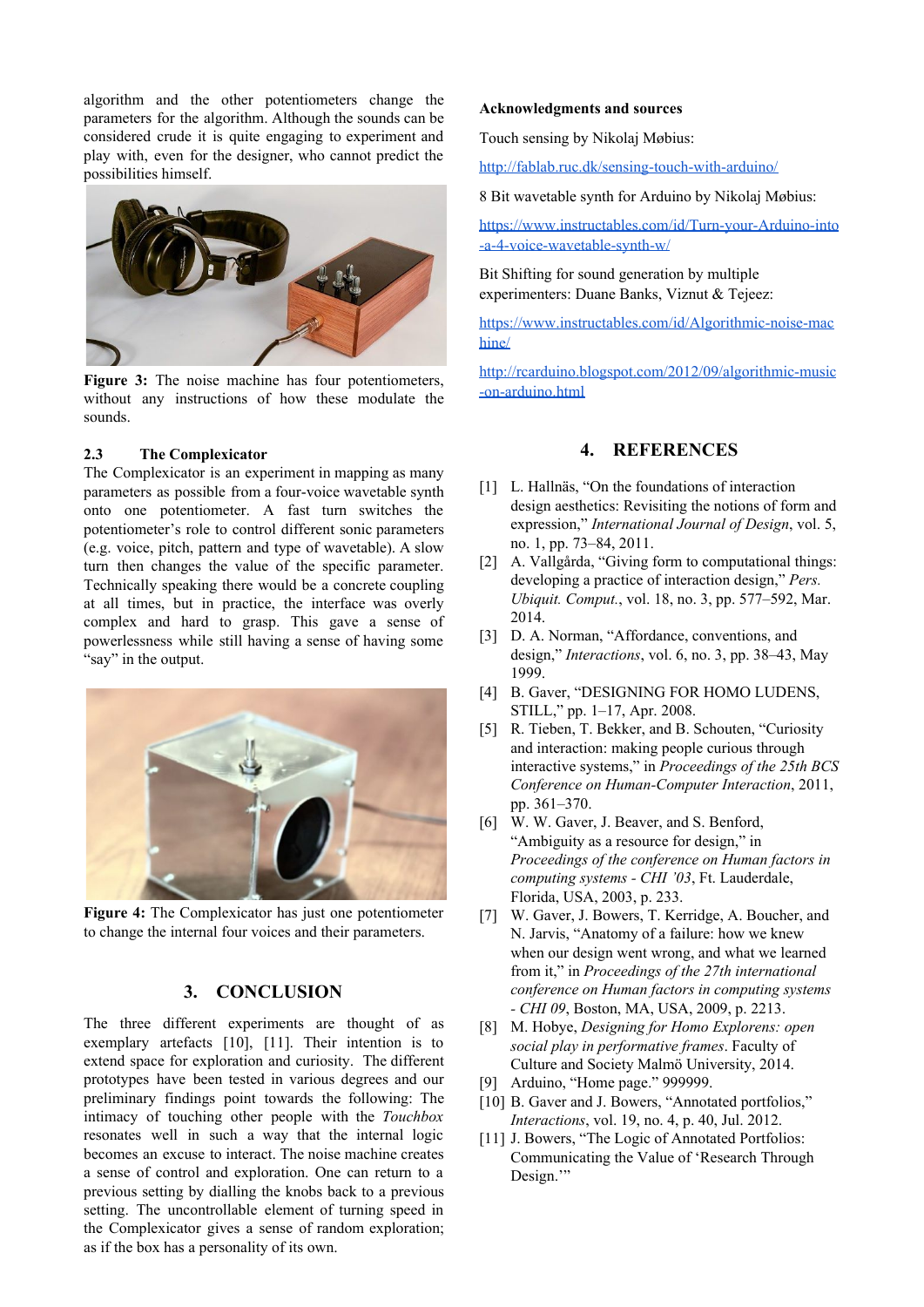algorithm and the other potentiometers change the parameters for the algorithm. Although the sounds can be considered crude it is quite engaging to experiment and play with, even for the designer, who cannot predict the possibilities himself.

**Figure 3:** The noise machine has four potentiometers, without any instructions of how these modulate the sounds.

### 2.3 The Complexicator

The Complexicator is an experiment in mapping as many parameters as possible from a four-voice wavetable synth onto one potentiometer. A fast turn switches the potentiometer's role to control different sonic parameters (e.g. voice, pitch, pattern and type of wavetable). A slow turn then changes the value of the specific parameter. Technically speaking there would be a concrete coupling at all times, but in practice, the interface was overly complex and hard to grasp. This gave a sense of powerlessness while still having a sense of having some "say" in the output.

**Figure 4:** The Complexicator has just one potentiometer to change the internal four voices and their parameters.

## 3. CONCLUSION

The three different experiments are thought of as exemplary artefacts [10], [11]. Their intention is to extend space for exploration and curiosity. The different prototypes have been tested in various degrees and our preliminary findings point towards the following: The intimacy of touching other people with the *Touchbox* resonates well in such a way that the internal logic becomes an excuse to interact. The noise machine creates a sense of control and exploration. One can return to a previous setting by dialling the knobs back to a previous setting. The uncontrollable element of turning speed in the Complexicator gives a sense of random exploration; as if the box has a personality of its own.

**Acknowledgments and sources**

Touch sensing by Nikolaj Møbius:

http://fablab.ruc.dk/sensing-touch-with-arduino/

8 Bit wavetable synth for Arduino by Nikolaj Møbius:

https://www.instructables.com/id/Turn-your-Arduino-into-a-4-voice-wavetable-synth-w/

Bit Shifting for sound generation by multiple experimenters: Duane Banks, Viznut & Tejeez:

https://www.instructables.com/id/Algorithmic-noise-machine/

http://rcarduino.blogspot.com/2012/09/algorithmic-music-on-arduino.html

## 4. REFERENCES

[1] L. Hallnäs, "On the foundations of interaction design aesthetics: Revisiting the notions of form and expression," *International Journal of Design*, vol. 5, no. 1, pp. 73–84, 2011.

[2] A. Vallgårda, "Giving form to computational things: developing a practice of interaction design," *Pers. Ubiquit. Comput.*, vol. 18, no. 3, pp. 577–592, Mar. 2014.

[3] D. A. Norman, "Affordance, conventions, and design," *Interactions*, vol. 6, no. 3, pp. 38–43, May 1999.

[4] B. Gaver, "DESIGNING FOR HOMO LUDENS, STILL," pp. 1–17, Apr. 2008.

[5] R. Tieben, T. Bekker, and B. Schouten, "Curiosity and interaction: making people curious through interactive systems," in *Proceedings of the 25th BCS Conference on Human-Computer Interaction*, 2011, pp. 361–370.

[6] W. W. Gaver, J. Beaver, and S. Benford, "Ambiguity as a resource for design," in *Proceedings of the conference on Human factors in computing systems - CHI '03*, Ft. Lauderdale, Florida, USA, 2003, p. 233.

[7] W. Gaver, J. Bowers, T. Kerridge, A. Boucher, and N. Jarvis, "Anatomy of a failure: how we knew when our design went wrong, and what we learned from it," in *Proceedings of the 27th international conference on Human factors in computing systems - CHI 09*, Boston, MA, USA, 2009, p. 2213.

[8] M. Hobye, *Designing for Homo Explorens: open social play in performative frames*. Faculty of Culture and Society Malmö University, 2014.

[9] Arduino, "Home page." 999999.

[10] B. Gaver and J. Bowers, "Annotated portfolios," *Interactions*, vol. 19, no. 4, p. 40, Jul. 2012.

[11] J. Bowers, "The Logic of Annotated Portfolios: Communicating the Value of 'Research Through Design.'"